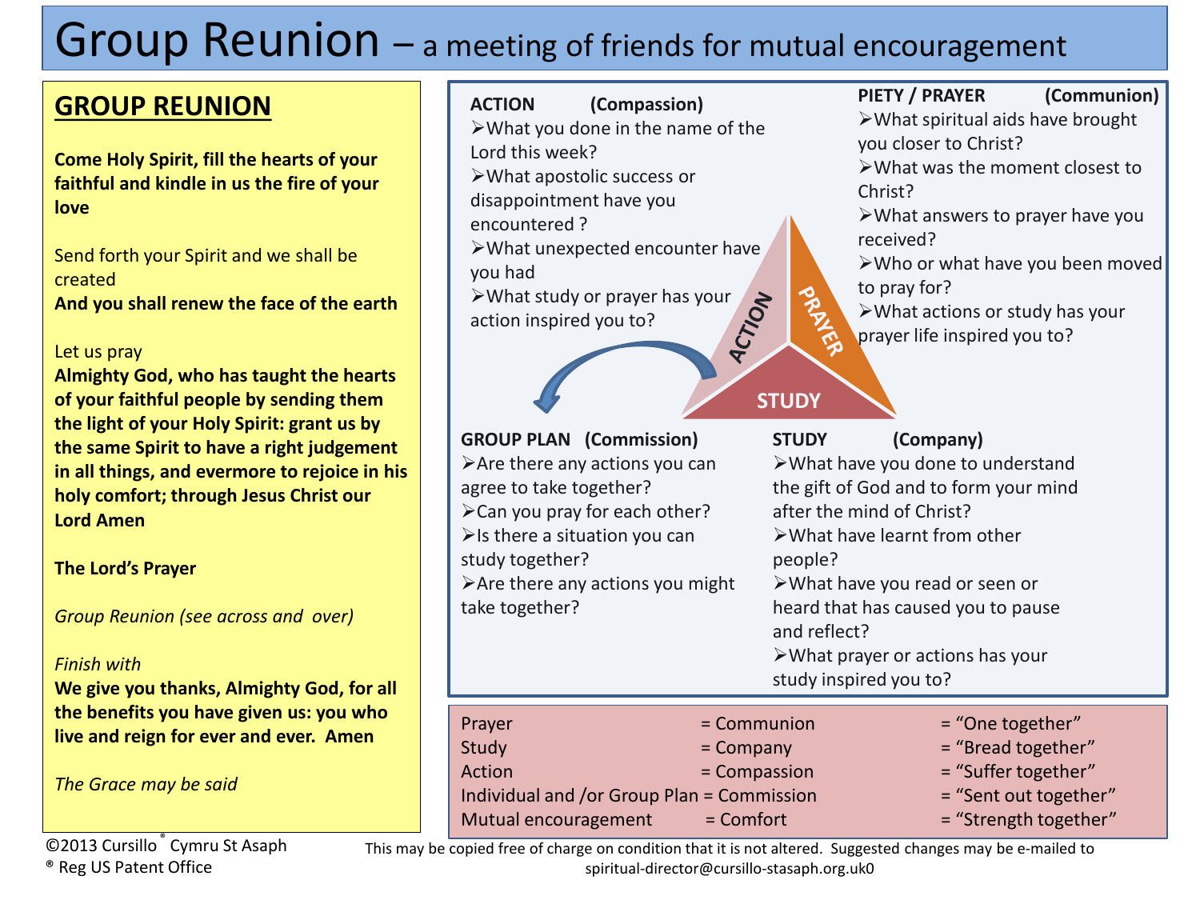# Group Reunion – a meeting of friends for mutual encouragement

## GROUP REUNION

**Come Holy Spirit, fill the hearts of your faithful and kindle in us the fire of your love**

Send forth your Spirit and we shall be created
**And you shall renew the face of the earth**

Let us pray
**Almighty God, who has taught the hearts of your faithful people by sending them the light of your Holy Spirit: grant us by the same Spirit to have a right judgement in all things, and evermore to rejoice in his holy comfort; through Jesus Christ our Lord Amen**

**The Lord's Prayer**

*Group Reunion (see across and over)*

*Finish with*
**We give you thanks, Almighty God, for all the benefits you have given us: you who live and reign for ever and ever. Amen**

*The Grace may be said*

**ACTION (Compassion)**

- What you done in the name of the Lord this week?
- What apostolic success or disappointment have you encountered ?
- What unexpected encounter have you had
- What study or prayer has your action inspired you to?

**PIETY / PRAYER (Communion)**

- What spiritual aids have brought you closer to Christ?
- What was the moment closest to Christ?
- What answers to prayer have you received?
- Who or what have you been moved to pray for?
- What actions or study has your prayer life inspired you to?

ACTION — PRAYER — STUDY

**GROUP PLAN (Commission)**

- Are there any actions you can agree to take together?
- Can you pray for each other?
- Is there a situation you can study together?
- Are there any actions you might take together?

**STUDY (Company)**

- What have you done to understand the gift of God and to form your mind after the mind of Christ?
- What have learnt from other people?
- What have you read or seen or heard that has caused you to pause and reflect?
- What prayer or actions has your study inspired you to?

| | | |
|---|---|---|
| Prayer | = Communion | = "One together" |
| Study | = Company | = "Bread together" |
| Action | = Compassion | = "Suffer together" |
| Individual and /or Group Plan | = Commission | = "Sent out together" |
| Mutual encouragement | = Comfort | = "Strength together" |

©2013 Cursillo® Cymru St Asaph
® Reg US Patent Office

This may be copied free of charge on condition that it is not altered. Suggested changes may be e-mailed to spiritual-director@cursillo-stasaph.org.uk0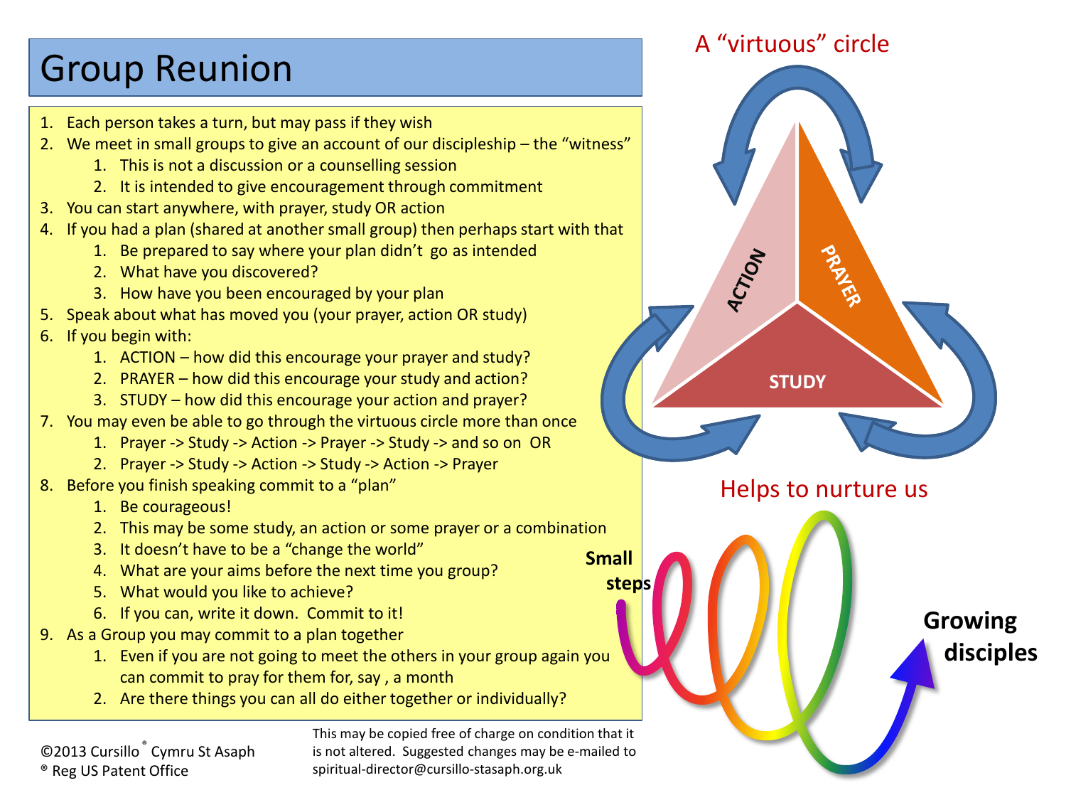# Group Reunion

1. Each person takes a turn, but may pass if they wish
2. We meet in small groups to give an account of our discipleship – the "witness"
    1. This is not a discussion or a counselling session
    2. It is intended to give encouragement through commitment
3. You can start anywhere, with prayer, study OR action
4. If you had a plan (shared at another small group) then perhaps start with that
    1. Be prepared to say where your plan didn't go as intended
    2. What have you discovered?
    3. How have you been encouraged by your plan
5. Speak about what has moved you (your prayer, action OR study)
6. If you begin with:
    1. ACTION – how did this encourage your prayer and study?
    2. PRAYER – how did this encourage your study and action?
    3. STUDY – how did this encourage your action and prayer?
7. You may even be able to go through the virtuous circle more than once
    1. Prayer -> Study -> Action -> Prayer -> Study -> and so on OR
    2. Prayer -> Study -> Action -> Study -> Action -> Prayer
8. Before you finish speaking commit to a "plan"
    1. Be courageous!
    2. This may be some study, an action or some prayer or a combination
    3. It doesn't have to be a "change the world"
    4. What are your aims before the next time you group?
    5. What would you like to achieve?
    6. If you can, write it down. Commit to it!
9. As a Group you may commit to a plan together
    1. Even if you are not going to meet the others in your group again you can commit to pray for them for, say , a month
    2. Are there things you can all do either together or individually?

A "virtuous" circle

ACTION

PRAYER

STUDY

Helps to nurture us

Small steps

Growing disciples

©2013 Cursillo® Cymru St Asaph
® Reg US Patent Office

This may be copied free of charge on condition that it is not altered. Suggested changes may be e-mailed to spiritual-director@cursillo-stasaph.org.uk